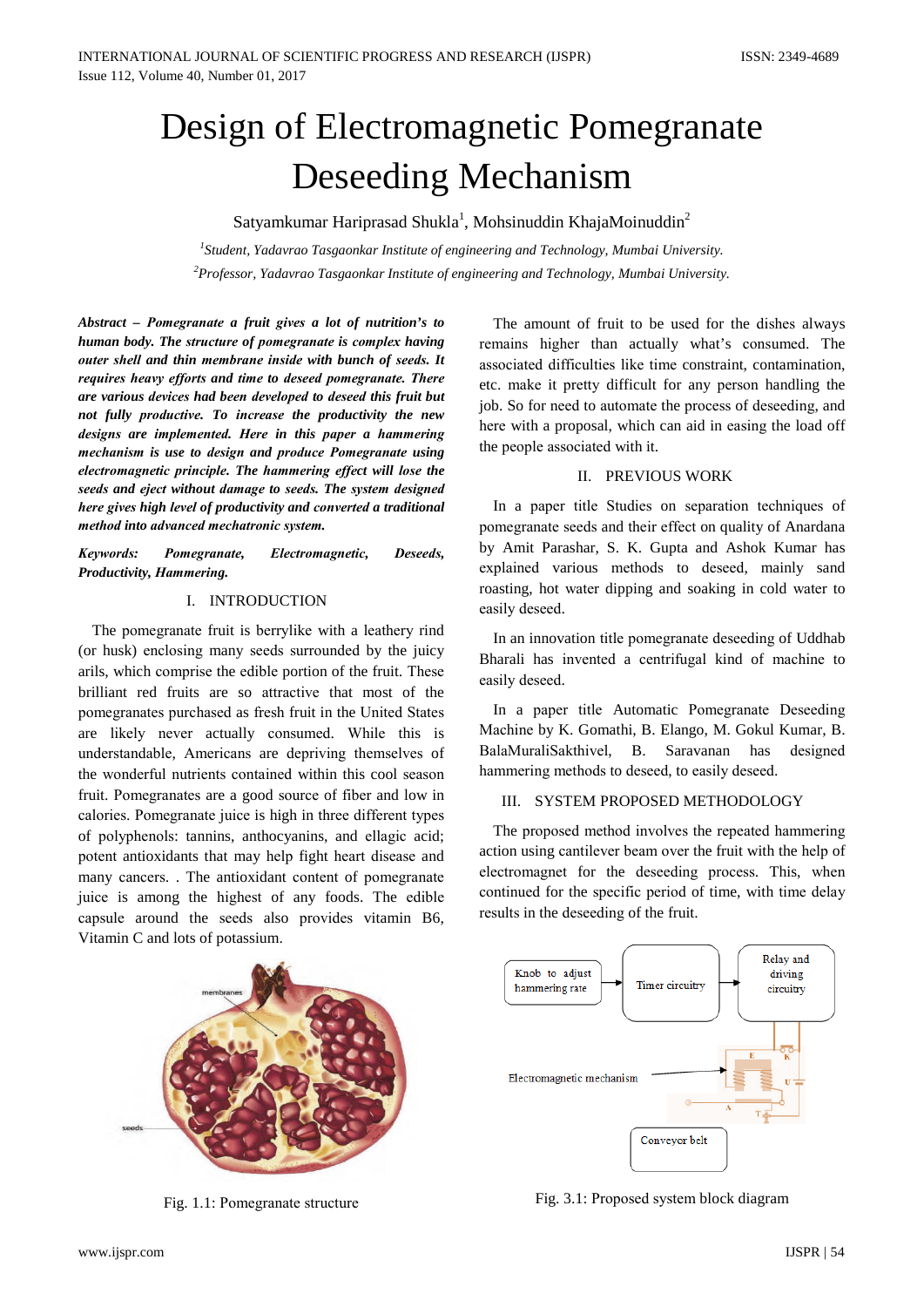# Design of Electromagnetic Pomegranate Deseeding Mechanism

Satyamkumar Hariprasad Shukla[1], Mohsinuddin KhajaMoinuddin[2]

[1]*Student, Yadavrao Tasgaonkar Institute of engineering and Technology, Mumbai University.*

[2]*Professor, Yadavrao Tasgaonkar Institute of engineering and Technology, Mumbai University.*

***Abstract – Pomegranate a fruit gives a lot of nutrition's to human body. The structure of pomegranate is complex having outer shell and thin membrane inside with bunch of seeds. It requires heavy efforts and time to deseed pomegranate. There are various devices had been developed to deseed this fruit but not fully productive. To increase the productivity the new designs are implemented. Here in this paper a hammering mechanism is use to design and produce Pomegranate using electromagnetic principle. The hammering effect will lose the seeds and eject without damage to seeds. The system designed here gives high level of productivity and converted a traditional method into advanced mechatronic system.***

***Keywords: Pomegranate, Electromagnetic, Deseeds, Productivity, Hammering.***

## I. INTRODUCTION

The pomegranate fruit is berrylike with a leathery rind (or husk) enclosing many seeds surrounded by the juicy arils, which comprise the edible portion of the fruit. These brilliant red fruits are so attractive that most of the pomegranates purchased as fresh fruit in the United States are likely never actually consumed. While this is understandable, Americans are depriving themselves of the wonderful nutrients contained within this cool season fruit. Pomegranates are a good source of fiber and low in calories. Pomegranate juice is high in three different types of polyphenols: tannins, anthocyanins, and ellagic acid; potent antioxidants that may help fight heart disease and many cancers. . The antioxidant content of pomegranate juice is among the highest of any foods. The edible capsule around the seeds also provides vitamin B6, Vitamin C and lots of potassium.

Fig. 1.1: Pomegranate structure

The amount of fruit to be used for the dishes always remains higher than actually what's consumed. The associated difficulties like time constraint, contamination, etc. make it pretty difficult for any person handling the job. So for need to automate the process of deseeding, and here with a proposal, which can aid in easing the load off the people associated with it.

## II. PREVIOUS WORK

In a paper title Studies on separation techniques of pomegranate seeds and their effect on quality of Anardana by Amit Parashar, S. K. Gupta and Ashok Kumar has explained various methods to deseed, mainly sand roasting, hot water dipping and soaking in cold water to easily deseed.

In an innovation title pomegranate deseeding of Uddhab Bharali has invented a centrifugal kind of machine to easily deseed.

In a paper title Automatic Pomegranate Deseeding Machine by K. Gomathi, B. Elango, M. Gokul Kumar, B. BalaMuraliSakthivel, B. Saravanan has designed hammering methods to deseed, to easily deseed.

## III. SYSTEM PROPOSED METHODOLOGY

The proposed method involves the repeated hammering action using cantilever beam over the fruit with the help of electromagnet for the deseeding process. This, when continued for the specific period of time, with time delay results in the deseeding of the fruit.

Fig. 3.1: Proposed system block diagram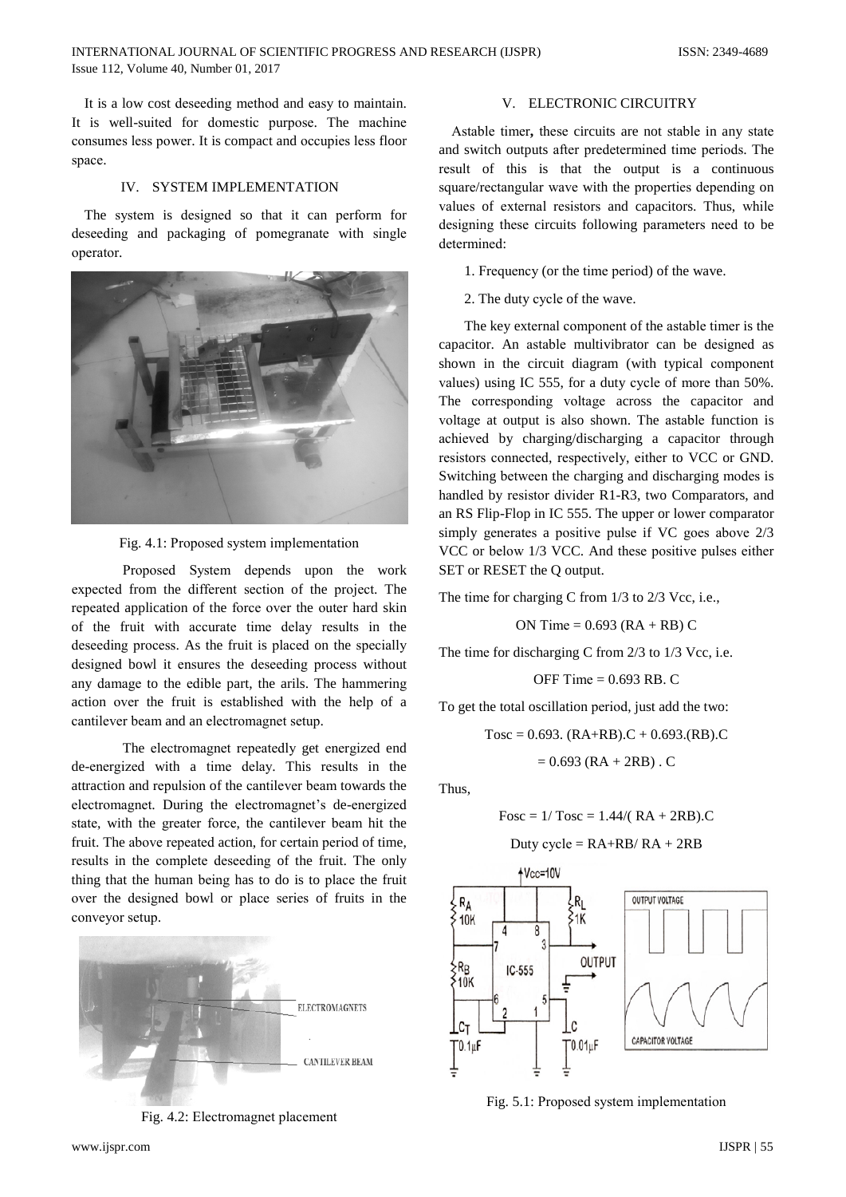It is a low cost deseeding method and easy to maintain. It is well-suited for domestic purpose. The machine consumes less power. It is compact and occupies less floor space.

## IV. SYSTEM IMPLEMENTATION

The system is designed so that it can perform for deseeding and packaging of pomegranate with single operator.

Fig. 4.1: Proposed system implementation

Proposed System depends upon the work expected from the different section of the project. The repeated application of the force over the outer hard skin of the fruit with accurate time delay results in the deseeding process. As the fruit is placed on the specially designed bowl it ensures the deseeding process without any damage to the edible part, the arils. The hammering action over the fruit is established with the help of a cantilever beam and an electromagnet setup.

The electromagnet repeatedly get energized end de-energized with a time delay. This results in the attraction and repulsion of the cantilever beam towards the electromagnet. During the electromagnet's de-energized state, with the greater force, the cantilever beam hit the fruit. The above repeated action, for certain period of time, results in the complete deseeding of the fruit. The only thing that the human being has to do is to place the fruit over the designed bowl or place series of fruits in the conveyor setup.

Fig. 4.2: Electromagnet placement

## V. ELECTRONIC CIRCUITRY

Astable timer**,** these circuits are not stable in any state and switch outputs after predetermined time periods. The result of this is that the output is a continuous square/rectangular wave with the properties depending on values of external resistors and capacitors. Thus, while designing these circuits following parameters need to be determined:

1. Frequency (or the time period) of the wave.
2. The duty cycle of the wave.

The key external component of the astable timer is the capacitor. An astable multivibrator can be designed as shown in the circuit diagram (with typical component values) using IC 555, for a duty cycle of more than 50%. The corresponding voltage across the capacitor and voltage at output is also shown. The astable function is achieved by charging/discharging a capacitor through resistors connected, respectively, either to VCC or GND. Switching between the charging and discharging modes is handled by resistor divider R1-R3, two Comparators, and an RS Flip-Flop in IC 555. The upper or lower comparator simply generates a positive pulse if VC goes above 2/3 VCC or below 1/3 VCC. And these positive pulses either SET or RESET the Q output.

The time for charging C from 1/3 to 2/3 Vcc, i.e.,

$$\text{ON Time} = 0.693\,(RA + RB)\,C$$

The time for discharging C from 2/3 to 1/3 Vcc, i.e.

$$\text{OFF Time} = 0.693\,RB.\,C$$

To get the total oscillation period, just add the two:

$$T_{osc} = 0.693.\,(RA+RB).C + 0.693.(RB).C$$

$$= 0.693\,(RA + 2RB)\,.\,C$$

Thus,

$$F_{osc} = 1/\,T_{osc} = 1.44/(\,RA + 2RB).C$$

$$\text{Duty cycle} = RA+RB/\,RA + 2RB$$

Fig. 5.1: Proposed system implementation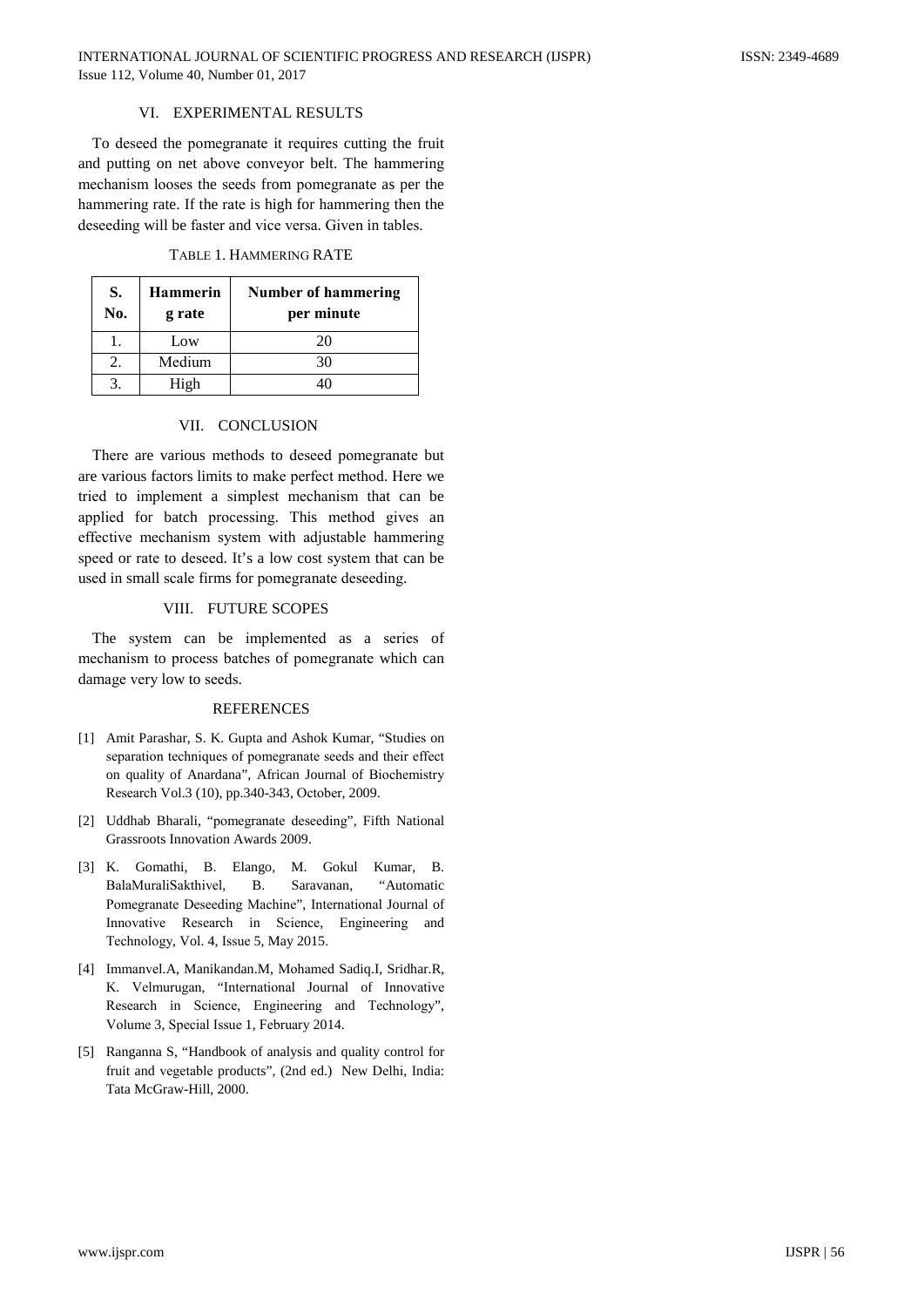## VI. EXPERIMENTAL RESULTS

To deseed the pomegranate it requires cutting the fruit and putting on net above conveyor belt. The hammering mechanism looses the seeds from pomegranate as per the hammering rate. If the rate is high for hammering then the deseeding will be faster and vice versa. Given in tables.

TABLE 1. HAMMERING RATE

| S. No. | Hammering rate | Number of hammering per minute |
|---|---|---|
| 1. | Low | 20 |
| 2. | Medium | 30 |
| 3. | High | 40 |

## VII. CONCLUSION

There are various methods to deseed pomegranate but are various factors limits to make perfect method. Here we tried to implement a simplest mechanism that can be applied for batch processing. This method gives an effective mechanism system with adjustable hammering speed or rate to deseed. It's a low cost system that can be used in small scale firms for pomegranate deseeding.

## VIII. FUTURE SCOPES

The system can be implemented as a series of mechanism to process batches of pomegranate which can damage very low to seeds.

## REFERENCES

[1] Amit Parashar, S. K. Gupta and Ashok Kumar, "Studies on separation techniques of pomegranate seeds and their effect on quality of Anardana", African Journal of Biochemistry Research Vol.3 (10), pp.340-343, October, 2009.

[2] Uddhab Bharali, "pomegranate deseeding", Fifth National Grassroots Innovation Awards 2009.

[3] K. Gomathi, B. Elango, M. Gokul Kumar, B. BalaMuraliSakthivel, B. Saravanan, "Automatic Pomegranate Deseeding Machine", International Journal of Innovative Research in Science, Engineering and Technology, Vol. 4, Issue 5, May 2015.

[4] Immanvel.A, Manikandan.M, Mohamed Sadiq.I, Sridhar.R, K. Velmurugan, "International Journal of Innovative Research in Science, Engineering and Technology", Volume 3, Special Issue 1, February 2014.

[5] Ranganna S, "Handbook of analysis and quality control for fruit and vegetable products", (2nd ed.) New Delhi, India: Tata McGraw-Hill, 2000.